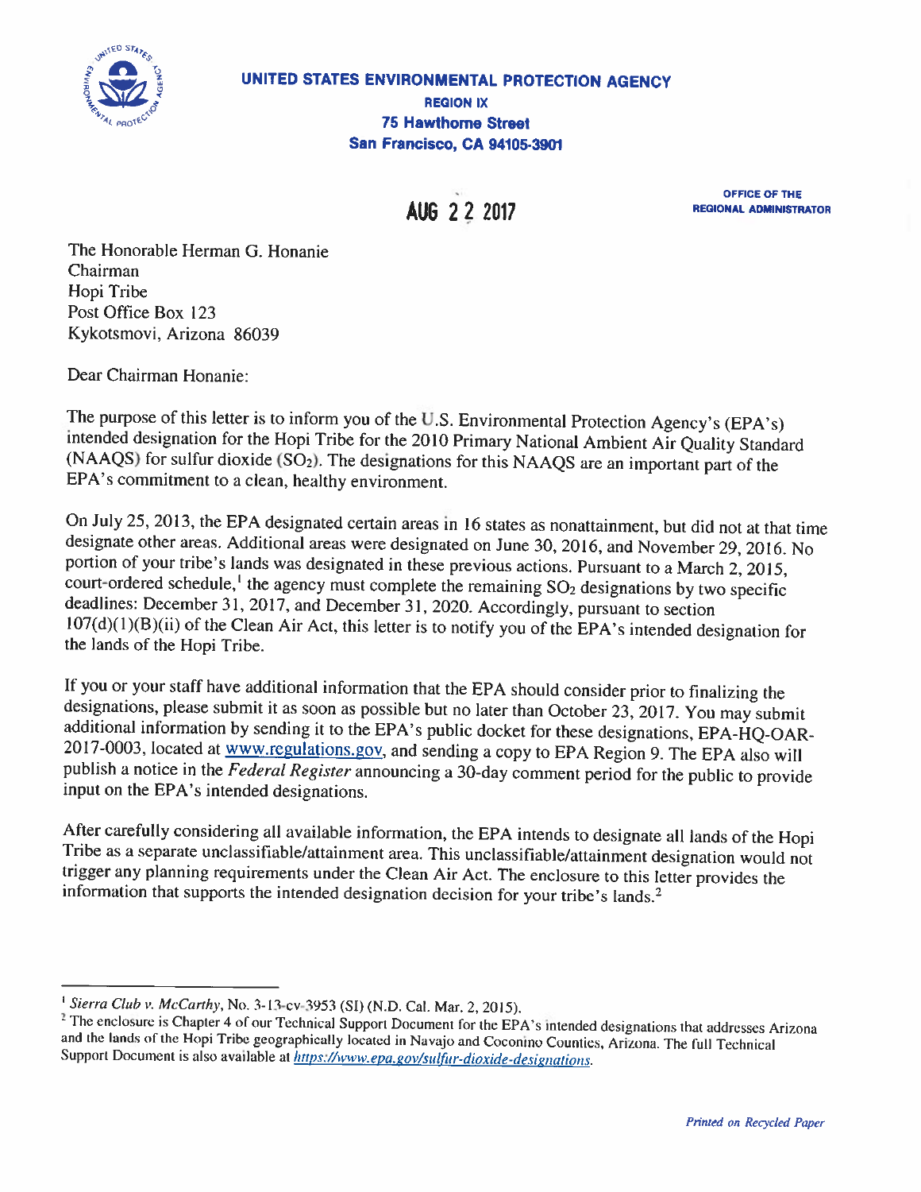**UNITED STATES ENVIRONMENTAL PROTECTION AGENCY**
**REGION IX**
**75 Hawthorne Street**
**San Francisco, CA 94105-3901**

AUG 22 2017

OFFICE OF THE
REGIONAL ADMINISTRATOR

The Honorable Herman G. Honanie
Chairman
Hopi Tribe
Post Office Box 123
Kykotsmovi, Arizona 86039

Dear Chairman Honanie:

The purpose of this letter is to inform you of the U.S. Environmental Protection Agency's (EPA's) intended designation for the Hopi Tribe for the 2010 Primary National Ambient Air Quality Standard (NAAQS) for sulfur dioxide ($SO_2$). The designations for this NAAQS are an important part of the EPA's commitment to a clean, healthy environment.

On July 25, 2013, the EPA designated certain areas in 16 states as nonattainment, but did not at that time designate other areas. Additional areas were designated on June 30, 2016, and November 29, 2016. No portion of your tribe's lands was designated in these previous actions. Pursuant to a March 2, 2015, court-ordered schedule,[1] the agency must complete the remaining $SO_2$ designations by two specific deadlines: December 31, 2017, and December 31, 2020. Accordingly, pursuant to section 107(d)(1)(B)(ii) of the Clean Air Act, this letter is to notify you of the EPA's intended designation for the lands of the Hopi Tribe.

If you or your staff have additional information that the EPA should consider prior to finalizing the designations, please submit it as soon as possible but no later than October 23, 2017. You may submit additional information by sending it to the EPA's public docket for these designations, EPA-HQ-OAR-2017-0003, located at www.regulations.gov, and sending a copy to EPA Region 9. The EPA also will publish a notice in the *Federal Register* announcing a 30-day comment period for the public to provide input on the EPA's intended designations.

After carefully considering all available information, the EPA intends to designate all lands of the Hopi Tribe as a separate unclassifiable/attainment area. This unclassifiable/attainment designation would not trigger any planning requirements under the Clean Air Act. The enclosure to this letter provides the information that supports the intended designation decision for your tribe's lands.[2]

---

[1] *Sierra Club v. McCarthy*, No. 3-13-cv-3953 (SI) (N.D. Cal. Mar. 2, 2015).

[2] The enclosure is Chapter 4 of our Technical Support Document for the EPA's intended designations that addresses Arizona and the lands of the Hopi Tribe geographically located in Navajo and Coconino Counties, Arizona. The full Technical Support Document is also available at *https://www.epa.gov/sulfur-dioxide-designations*.

*Printed on Recycled Paper*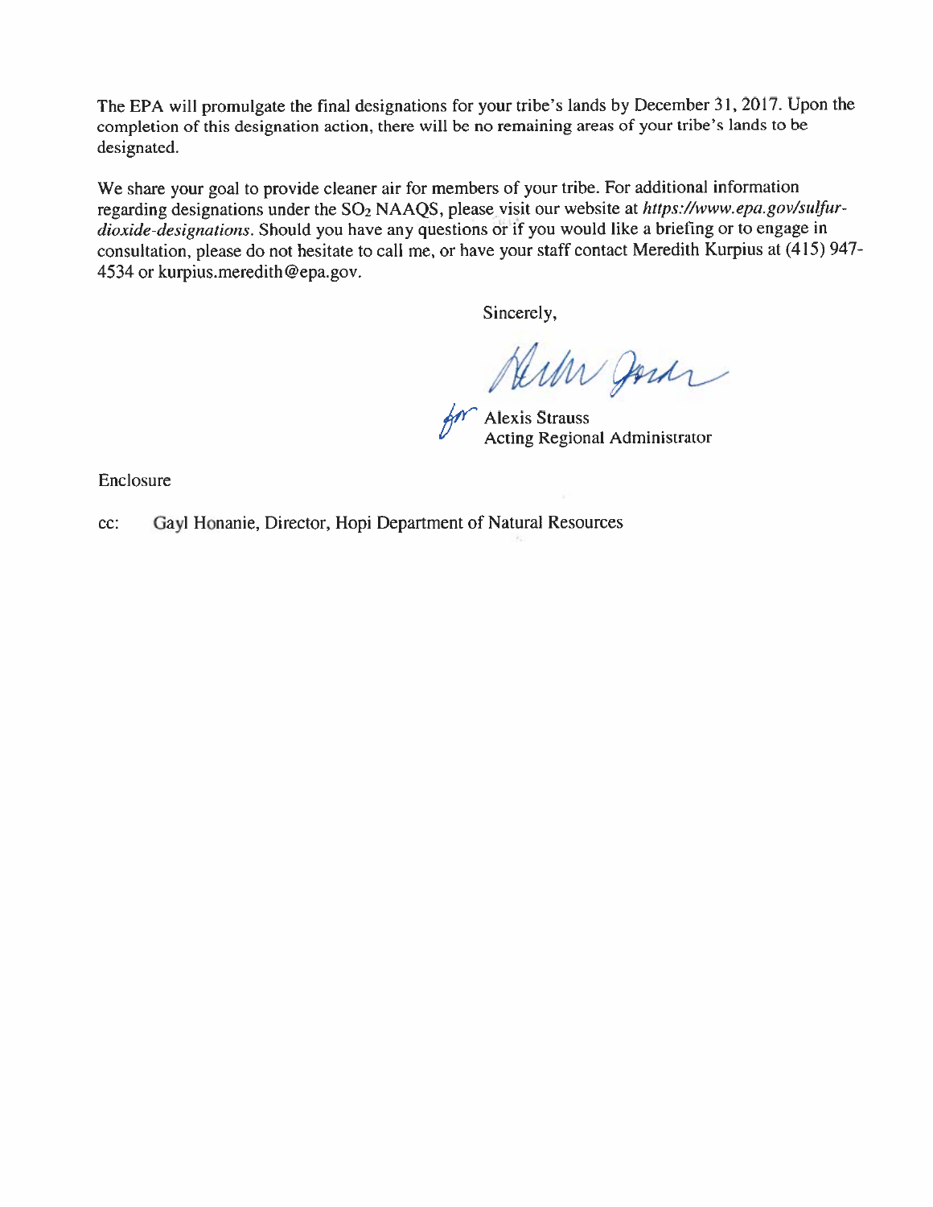The EPA will promulgate the final designations for your tribe's lands by December 31, 2017. Upon the completion of this designation action, there will be no remaining areas of your tribe's lands to be designated.

We share your goal to provide cleaner air for members of your tribe. For additional information regarding designations under the $SO_2$ NAAQS, please visit our website at *https://www.epa.gov/sulfur-dioxide-designations*. Should you have any questions or if you would like a briefing or to engage in consultation, please do not hesitate to call me, or have your staff contact Meredith Kurpius at (415) 947-4534 or kurpius.meredith@epa.gov.

Sincerely,

for Alexis Strauss
Acting Regional Administrator

Enclosure

cc: Gayl Honanie, Director, Hopi Department of Natural Resources